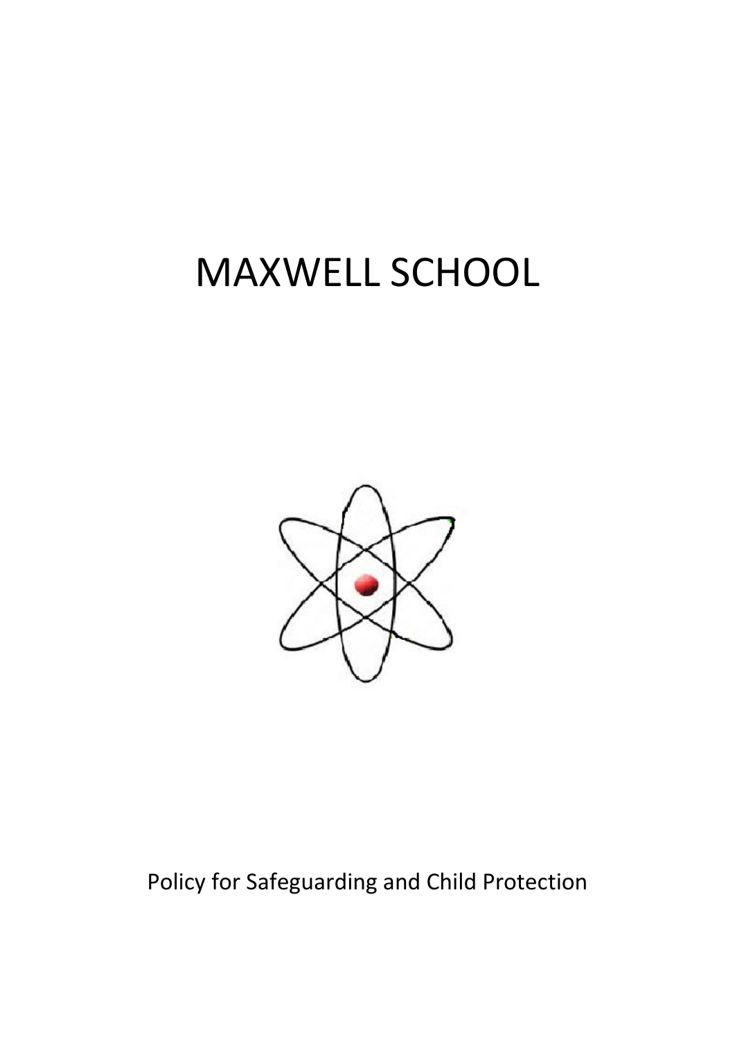# MAXWELL SCHOOL

Policy for Safeguarding and Child Protection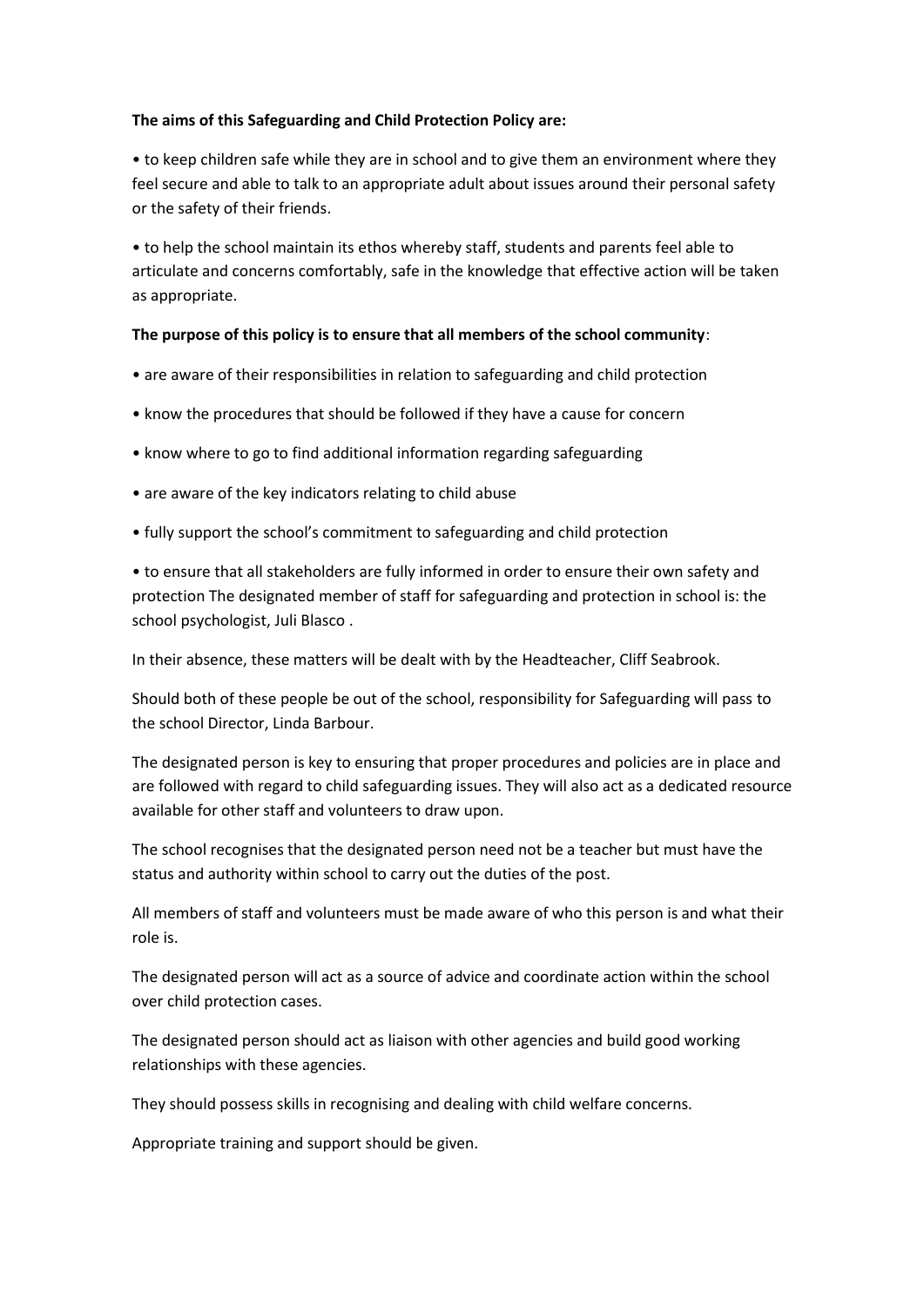**The aims of this Safeguarding and Child Protection Policy are:**

• to keep children safe while they are in school and to give them an environment where they feel secure and able to talk to an appropriate adult about issues around their personal safety or the safety of their friends.

• to help the school maintain its ethos whereby staff, students and parents feel able to articulate and concerns comfortably, safe in the knowledge that effective action will be taken as appropriate.

**The purpose of this policy is to ensure that all members of the school community**:

• are aware of their responsibilities in relation to safeguarding and child protection

• know the procedures that should be followed if they have a cause for concern

• know where to go to find additional information regarding safeguarding

• are aware of the key indicators relating to child abuse

• fully support the school's commitment to safeguarding and child protection

• to ensure that all stakeholders are fully informed in order to ensure their own safety and protection The designated member of staff for safeguarding and protection in school is: the school psychologist, Juli Blasco .

In their absence, these matters will be dealt with by the Headteacher, Cliff Seabrook.

Should both of these people be out of the school, responsibility for Safeguarding will pass to the school Director, Linda Barbour.

The designated person is key to ensuring that proper procedures and policies are in place and are followed with regard to child safeguarding issues. They will also act as a dedicated resource available for other staff and volunteers to draw upon.

The school recognises that the designated person need not be a teacher but must have the status and authority within school to carry out the duties of the post.

All members of staff and volunteers must be made aware of who this person is and what their role is.

The designated person will act as a source of advice and coordinate action within the school over child protection cases.

The designated person should act as liaison with other agencies and build good working relationships with these agencies.

They should possess skills in recognising and dealing with child welfare concerns.

Appropriate training and support should be given.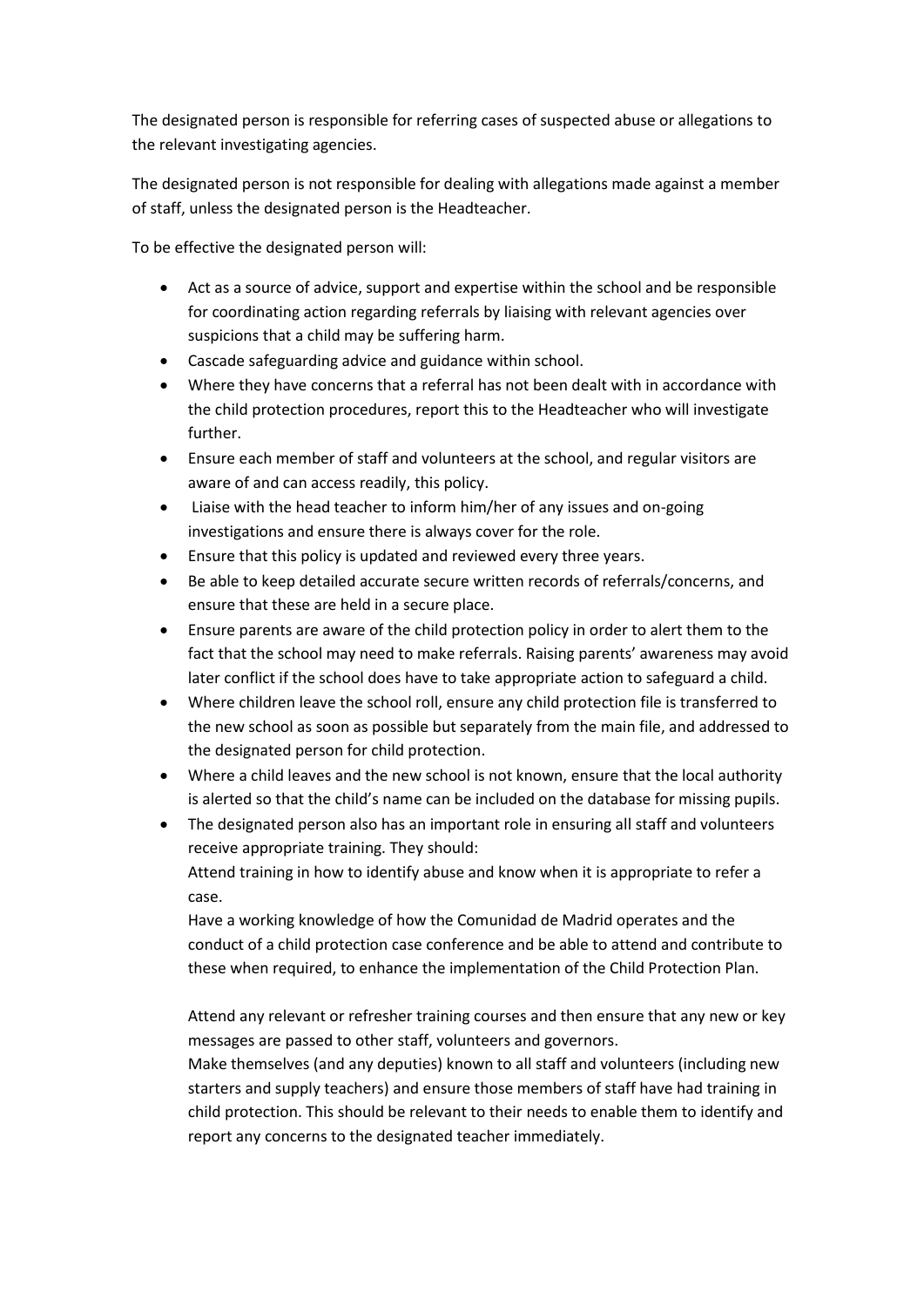The designated person is responsible for referring cases of suspected abuse or allegations to the relevant investigating agencies.

The designated person is not responsible for dealing with allegations made against a member of staff, unless the designated person is the Headteacher.

To be effective the designated person will:

- Act as a source of advice, support and expertise within the school and be responsible for coordinating action regarding referrals by liaising with relevant agencies over suspicions that a child may be suffering harm.
- Cascade safeguarding advice and guidance within school.
- Where they have concerns that a referral has not been dealt with in accordance with the child protection procedures, report this to the Headteacher who will investigate further.
- Ensure each member of staff and volunteers at the school, and regular visitors are aware of and can access readily, this policy.
- Liaise with the head teacher to inform him/her of any issues and on-going investigations and ensure there is always cover for the role.
- Ensure that this policy is updated and reviewed every three years.
- Be able to keep detailed accurate secure written records of referrals/concerns, and ensure that these are held in a secure place.
- Ensure parents are aware of the child protection policy in order to alert them to the fact that the school may need to make referrals. Raising parents' awareness may avoid later conflict if the school does have to take appropriate action to safeguard a child.
- Where children leave the school roll, ensure any child protection file is transferred to the new school as soon as possible but separately from the main file, and addressed to the designated person for child protection.
- Where a child leaves and the new school is not known, ensure that the local authority is alerted so that the child's name can be included on the database for missing pupils.
- The designated person also has an important role in ensuring all staff and volunteers receive appropriate training. They should:

  Attend training in how to identify abuse and know when it is appropriate to refer a case.

  Have a working knowledge of how the Comunidad de Madrid operates and the conduct of a child protection case conference and be able to attend and contribute to these when required, to enhance the implementation of the Child Protection Plan.

  Attend any relevant or refresher training courses and then ensure that any new or key messages are passed to other staff, volunteers and governors.

  Make themselves (and any deputies) known to all staff and volunteers (including new starters and supply teachers) and ensure those members of staff have had training in child protection. This should be relevant to their needs to enable them to identify and report any concerns to the designated teacher immediately.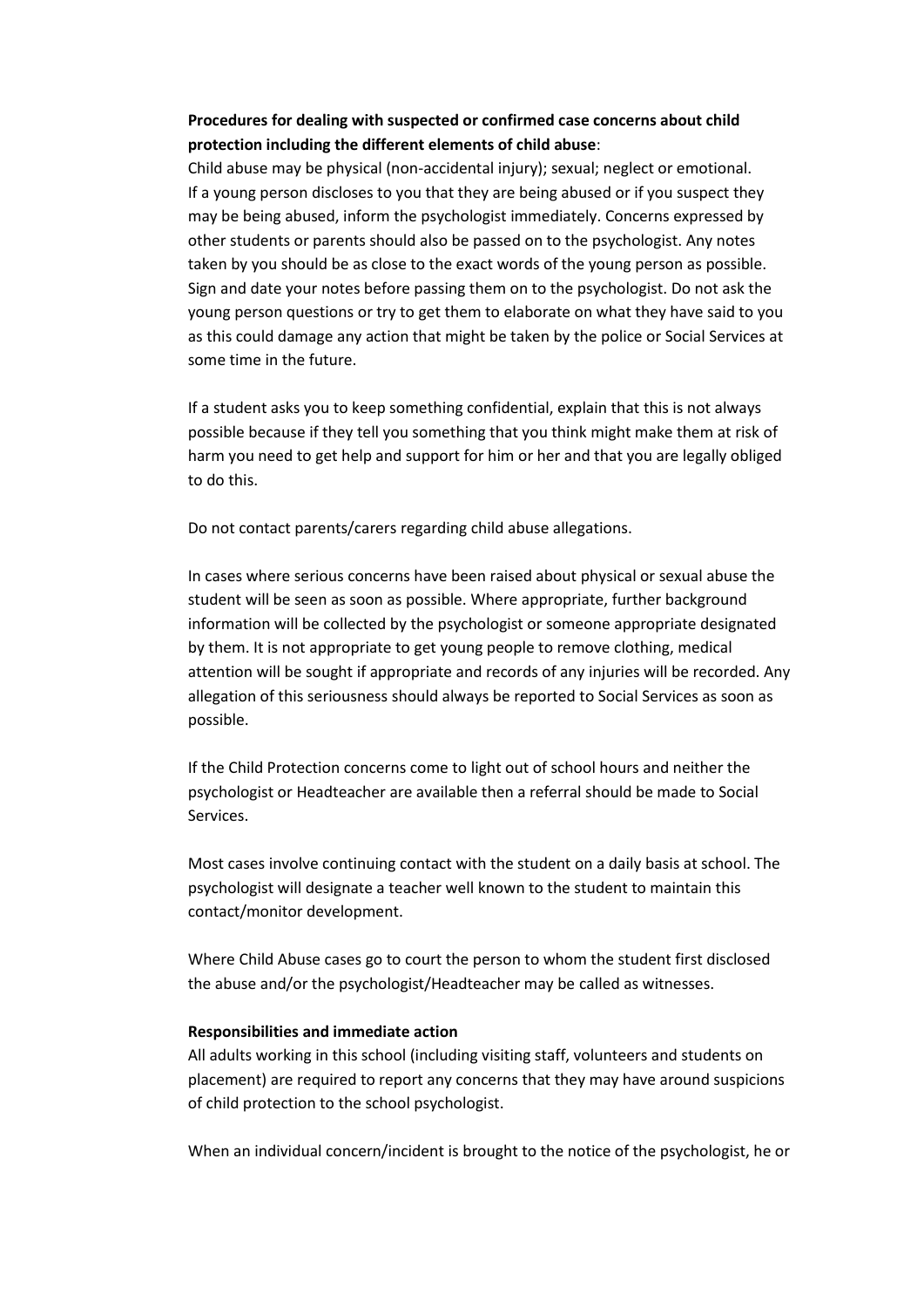**Procedures for dealing with suspected or confirmed case concerns about child protection including the different elements of child abuse**:

Child abuse may be physical (non-accidental injury); sexual; neglect or emotional. If a young person discloses to you that they are being abused or if you suspect they may be being abused, inform the psychologist immediately. Concerns expressed by other students or parents should also be passed on to the psychologist. Any notes taken by you should be as close to the exact words of the young person as possible. Sign and date your notes before passing them on to the psychologist. Do not ask the young person questions or try to get them to elaborate on what they have said to you as this could damage any action that might be taken by the police or Social Services at some time in the future.

If a student asks you to keep something confidential, explain that this is not always possible because if they tell you something that you think might make them at risk of harm you need to get help and support for him or her and that you are legally obliged to do this.

Do not contact parents/carers regarding child abuse allegations.

In cases where serious concerns have been raised about physical or sexual abuse the student will be seen as soon as possible. Where appropriate, further background information will be collected by the psychologist or someone appropriate designated by them. It is not appropriate to get young people to remove clothing, medical attention will be sought if appropriate and records of any injuries will be recorded. Any allegation of this seriousness should always be reported to Social Services as soon as possible.

If the Child Protection concerns come to light out of school hours and neither the psychologist or Headteacher are available then a referral should be made to Social Services.

Most cases involve continuing contact with the student on a daily basis at school. The psychologist will designate a teacher well known to the student to maintain this contact/monitor development.

Where Child Abuse cases go to court the person to whom the student first disclosed the abuse and/or the psychologist/Headteacher may be called as witnesses.

**Responsibilities and immediate action**

All adults working in this school (including visiting staff, volunteers and students on placement) are required to report any concerns that they may have around suspicions of child protection to the school psychologist.

When an individual concern/incident is brought to the notice of the psychologist, he or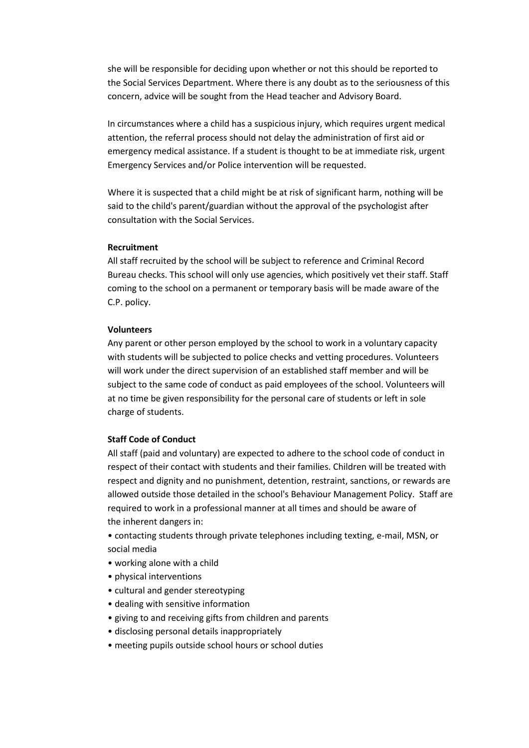she will be responsible for deciding upon whether or not this should be reported to the Social Services Department. Where there is any doubt as to the seriousness of this concern, advice will be sought from the Head teacher and Advisory Board.

In circumstances where a child has a suspicious injury, which requires urgent medical attention, the referral process should not delay the administration of first aid or emergency medical assistance. If a student is thought to be at immediate risk, urgent Emergency Services and/or Police intervention will be requested.

Where it is suspected that a child might be at risk of significant harm, nothing will be said to the child's parent/guardian without the approval of the psychologist after consultation with the Social Services.

**Recruitment**

All staff recruited by the school will be subject to reference and Criminal Record Bureau checks. This school will only use agencies, which positively vet their staff. Staff coming to the school on a permanent or temporary basis will be made aware of the C.P. policy.

**Volunteers**

Any parent or other person employed by the school to work in a voluntary capacity with students will be subjected to police checks and vetting procedures. Volunteers will work under the direct supervision of an established staff member and will be subject to the same code of conduct as paid employees of the school. Volunteers will at no time be given responsibility for the personal care of students or left in sole charge of students.

**Staff Code of Conduct**

All staff (paid and voluntary) are expected to adhere to the school code of conduct in respect of their contact with students and their families. Children will be treated with respect and dignity and no punishment, detention, restraint, sanctions, or rewards are allowed outside those detailed in the school's Behaviour Management Policy. Staff are required to work in a professional manner at all times and should be aware of the inherent dangers in:

- contacting students through private telephones including texting, e-mail, MSN, or social media
- working alone with a child
- physical interventions
- cultural and gender stereotyping
- dealing with sensitive information
- giving to and receiving gifts from children and parents
- disclosing personal details inappropriately
- meeting pupils outside school hours or school duties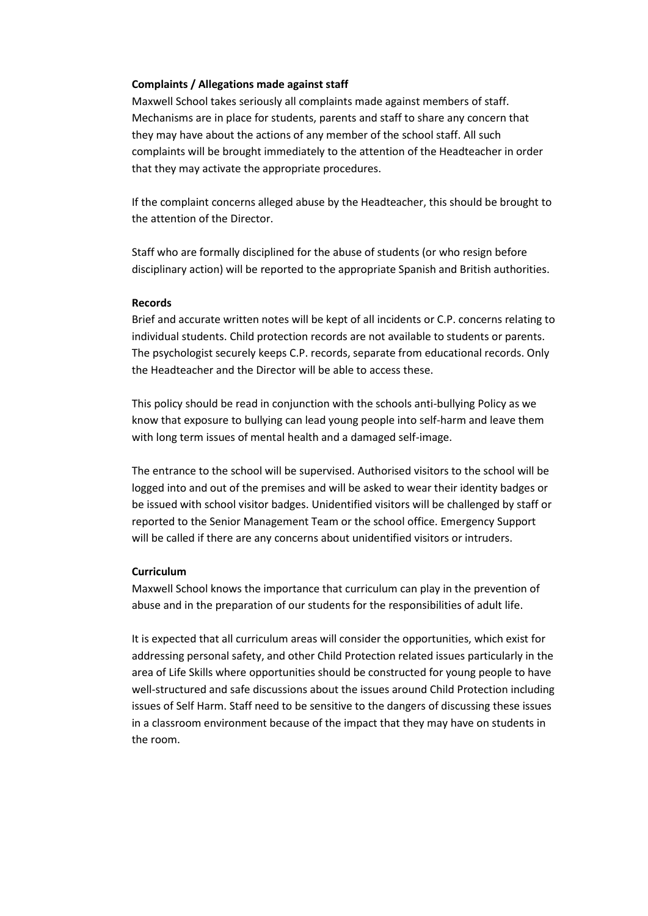**Complaints / Allegations made against staff**

Maxwell School takes seriously all complaints made against members of staff. Mechanisms are in place for students, parents and staff to share any concern that they may have about the actions of any member of the school staff. All such complaints will be brought immediately to the attention of the Headteacher in order that they may activate the appropriate procedures.

If the complaint concerns alleged abuse by the Headteacher, this should be brought to the attention of the Director.

Staff who are formally disciplined for the abuse of students (or who resign before disciplinary action) will be reported to the appropriate Spanish and British authorities.

**Records**

Brief and accurate written notes will be kept of all incidents or C.P. concerns relating to individual students. Child protection records are not available to students or parents. The psychologist securely keeps C.P. records, separate from educational records. Only the Headteacher and the Director will be able to access these.

This policy should be read in conjunction with the schools anti-bullying Policy as we know that exposure to bullying can lead young people into self-harm and leave them with long term issues of mental health and a damaged self-image.

The entrance to the school will be supervised. Authorised visitors to the school will be logged into and out of the premises and will be asked to wear their identity badges or be issued with school visitor badges. Unidentified visitors will be challenged by staff or reported to the Senior Management Team or the school office. Emergency Support will be called if there are any concerns about unidentified visitors or intruders.

**Curriculum**

Maxwell School knows the importance that curriculum can play in the prevention of abuse and in the preparation of our students for the responsibilities of adult life.

It is expected that all curriculum areas will consider the opportunities, which exist for addressing personal safety, and other Child Protection related issues particularly in the area of Life Skills where opportunities should be constructed for young people to have well-structured and safe discussions about the issues around Child Protection including issues of Self Harm. Staff need to be sensitive to the dangers of discussing these issues in a classroom environment because of the impact that they may have on students in the room.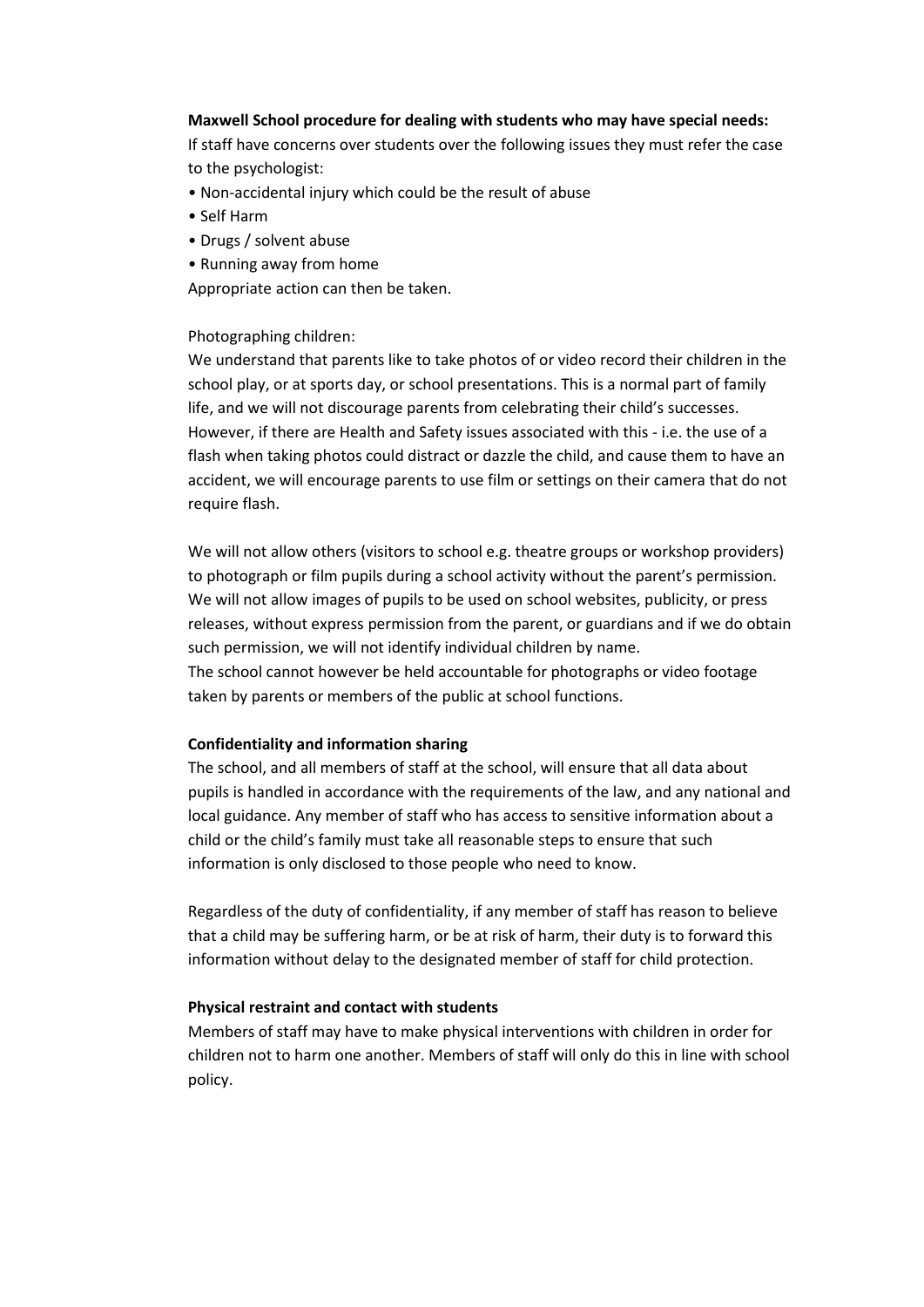**Maxwell School procedure for dealing with students who may have special needs:**

If staff have concerns over students over the following issues they must refer the case to the psychologist:

- Non-accidental injury which could be the result of abuse
- Self Harm
- Drugs / solvent abuse
- Running away from home

Appropriate action can then be taken.

Photographing children:

We understand that parents like to take photos of or video record their children in the school play, or at sports day, or school presentations. This is a normal part of family life, and we will not discourage parents from celebrating their child's successes. However, if there are Health and Safety issues associated with this - i.e. the use of a flash when taking photos could distract or dazzle the child, and cause them to have an accident, we will encourage parents to use film or settings on their camera that do not require flash.

We will not allow others (visitors to school e.g. theatre groups or workshop providers) to photograph or film pupils during a school activity without the parent's permission. We will not allow images of pupils to be used on school websites, publicity, or press releases, without express permission from the parent, or guardians and if we do obtain such permission, we will not identify individual children by name.

The school cannot however be held accountable for photographs or video footage taken by parents or members of the public at school functions.

**Confidentiality and information sharing**

The school, and all members of staff at the school, will ensure that all data about pupils is handled in accordance with the requirements of the law, and any national and local guidance. Any member of staff who has access to sensitive information about a child or the child's family must take all reasonable steps to ensure that such information is only disclosed to those people who need to know.

Regardless of the duty of confidentiality, if any member of staff has reason to believe that a child may be suffering harm, or be at risk of harm, their duty is to forward this information without delay to the designated member of staff for child protection.

**Physical restraint and contact with students**

Members of staff may have to make physical interventions with children in order for children not to harm one another. Members of staff will only do this in line with school policy.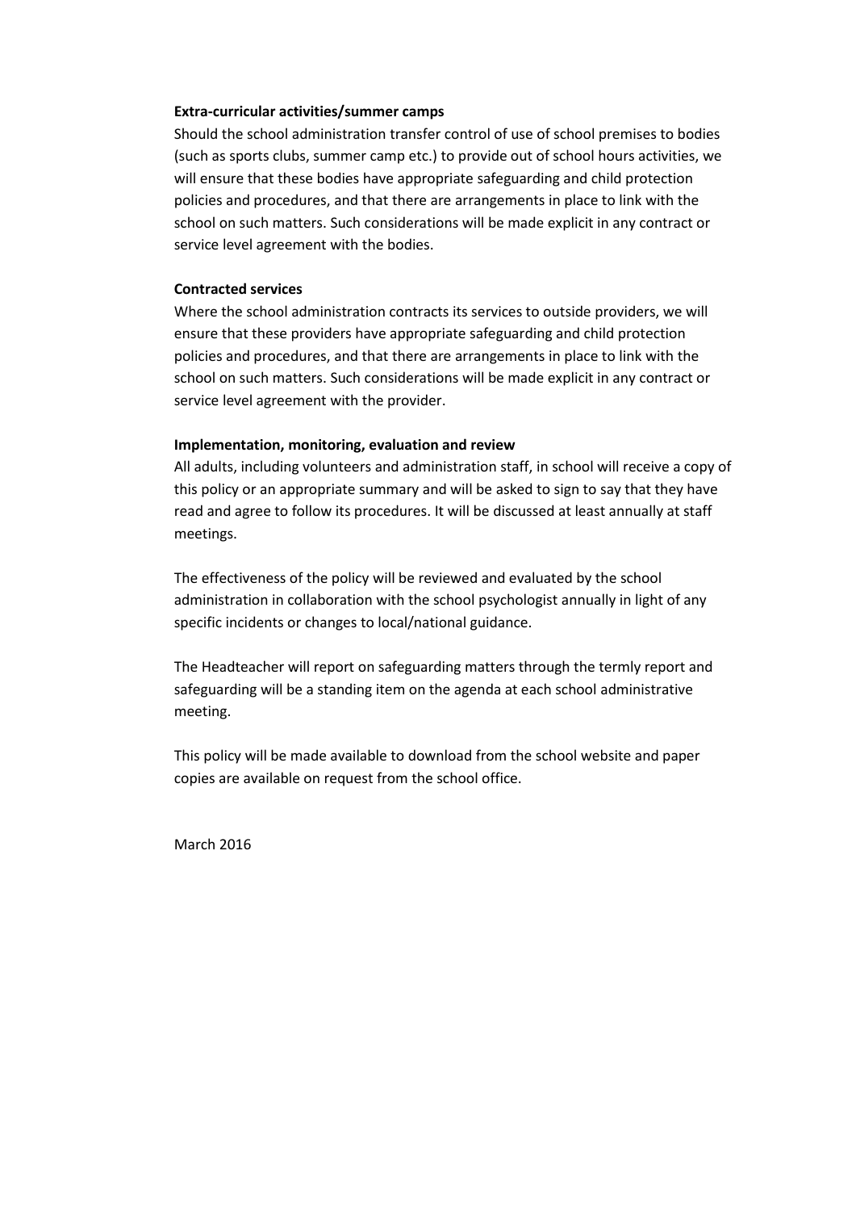**Extra-curricular activities/summer camps**

Should the school administration transfer control of use of school premises to bodies (such as sports clubs, summer camp etc.) to provide out of school hours activities, we will ensure that these bodies have appropriate safeguarding and child protection policies and procedures, and that there are arrangements in place to link with the school on such matters. Such considerations will be made explicit in any contract or service level agreement with the bodies.

**Contracted services**

Where the school administration contracts its services to outside providers, we will ensure that these providers have appropriate safeguarding and child protection policies and procedures, and that there are arrangements in place to link with the school on such matters. Such considerations will be made explicit in any contract or service level agreement with the provider.

**Implementation, monitoring, evaluation and review**

All adults, including volunteers and administration staff, in school will receive a copy of this policy or an appropriate summary and will be asked to sign to say that they have read and agree to follow its procedures. It will be discussed at least annually at staff meetings.

The effectiveness of the policy will be reviewed and evaluated by the school administration in collaboration with the school psychologist annually in light of any specific incidents or changes to local/national guidance.

The Headteacher will report on safeguarding matters through the termly report and safeguarding will be a standing item on the agenda at each school administrative meeting.

This policy will be made available to download from the school website and paper copies are available on request from the school office.

March 2016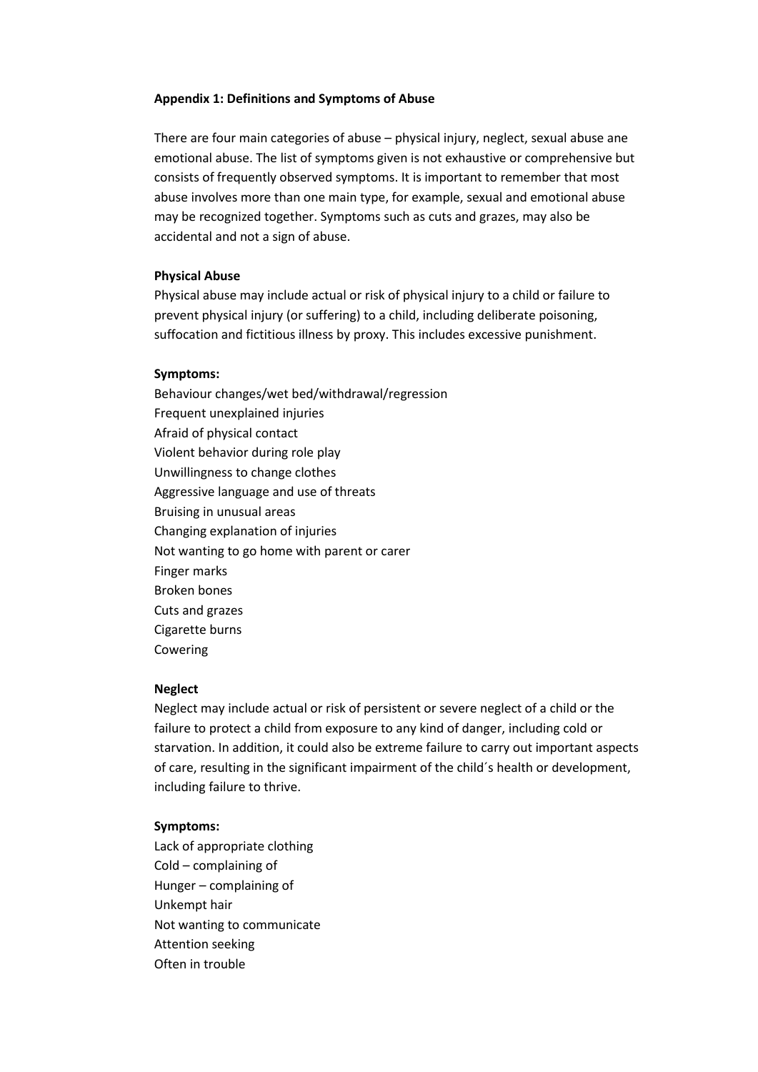**Appendix 1: Definitions and Symptoms of Abuse**

There are four main categories of abuse – physical injury, neglect, sexual abuse ane emotional abuse. The list of symptoms given is not exhaustive or comprehensive but consists of frequently observed symptoms. It is important to remember that most abuse involves more than one main type, for example, sexual and emotional abuse may be recognized together. Symptoms such as cuts and grazes, may also be accidental and not a sign of abuse.

**Physical Abuse**

Physical abuse may include actual or risk of physical injury to a child or failure to prevent physical injury (or suffering) to a child, including deliberate poisoning, suffocation and fictitious illness by proxy. This includes excessive punishment.

**Symptoms:**

Behaviour changes/wet bed/withdrawal/regression
Frequent unexplained injuries
Afraid of physical contact
Violent behavior during role play
Unwillingness to change clothes
Aggressive language and use of threats
Bruising in unusual areas
Changing explanation of injuries
Not wanting to go home with parent or carer
Finger marks
Broken bones
Cuts and grazes
Cigarette burns
Cowering

**Neglect**

Neglect may include actual or risk of persistent or severe neglect of a child or the failure to protect a child from exposure to any kind of danger, including cold or starvation. In addition, it could also be extreme failure to carry out important aspects of care, resulting in the significant impairment of the child´s health or development, including failure to thrive.

**Symptoms:**

Lack of appropriate clothing
Cold – complaining of
Hunger – complaining of
Unkempt hair
Not wanting to communicate
Attention seeking
Often in trouble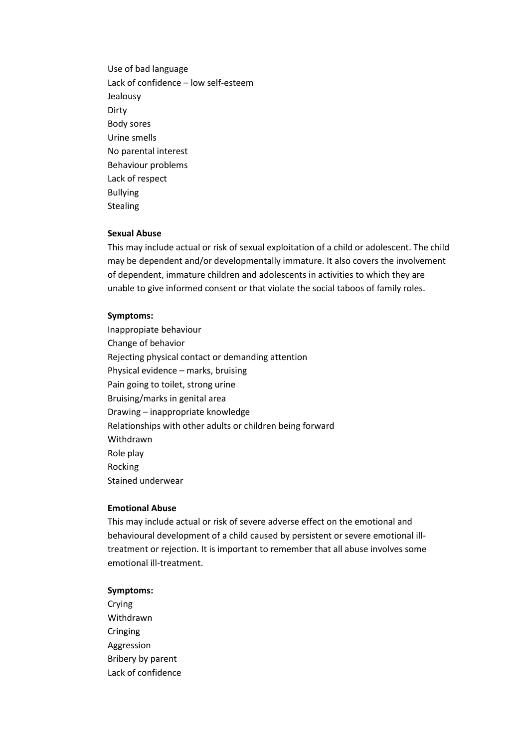Use of bad language
Lack of confidence – low self-esteem
Jealousy
Dirty
Body sores
Urine smells
No parental interest
Behaviour problems
Lack of respect
Bullying
Stealing

**Sexual Abuse**

This may include actual or risk of sexual exploitation of a child or adolescent. The child may be dependent and/or developmentally immature. It also covers the involvement of dependent, immature children and adolescents in activities to which they are unable to give informed consent or that violate the social taboos of family roles.

**Symptoms:**

Inappropiate behaviour
Change of behavior
Rejecting physical contact or demanding attention
Physical evidence – marks, bruising
Pain going to toilet, strong urine
Bruising/marks in genital area
Drawing – inappropriate knowledge
Relationships with other adults or children being forward
Withdrawn
Role play
Rocking
Stained underwear

**Emotional Abuse**

This may include actual or risk of severe adverse effect on the emotional and behavioural development of a child caused by persistent or severe emotional ill-treatment or rejection. It is important to remember that all abuse involves some emotional ill-treatment.

**Symptoms:**

Crying
Withdrawn
Cringing
Aggression
Bribery by parent
Lack of confidence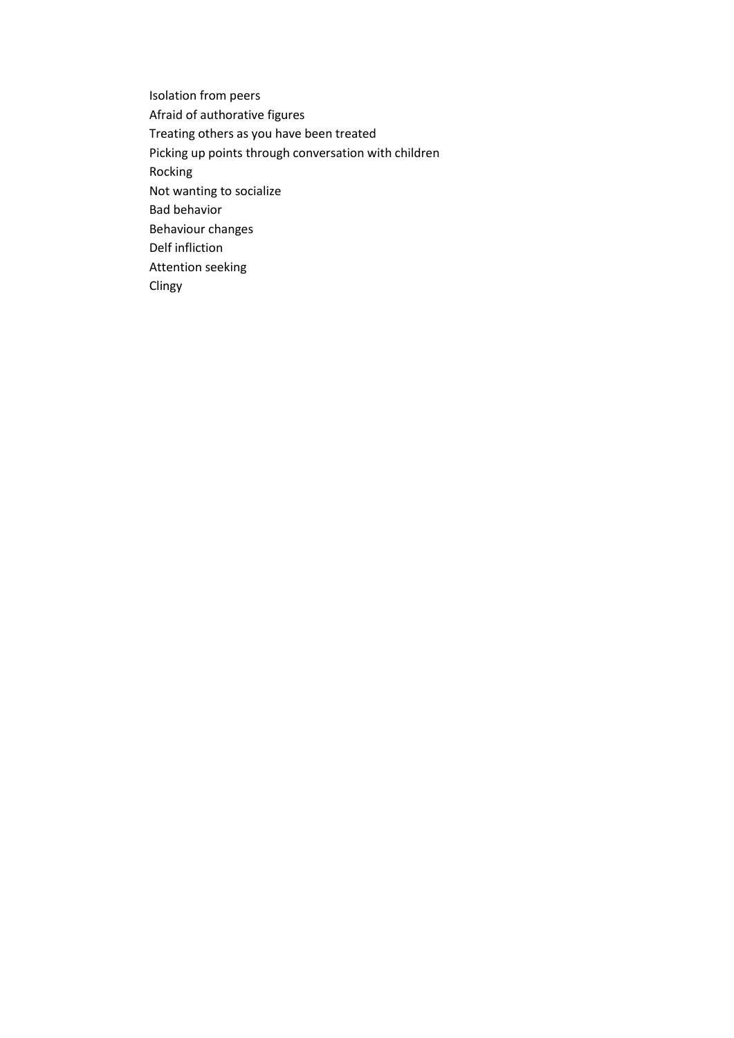Isolation from peers
Afraid of authorative figures
Treating others as you have been treated
Picking up points through conversation with children
Rocking
Not wanting to socialize
Bad behavior
Behaviour changes
Delf infliction
Attention seeking
Clingy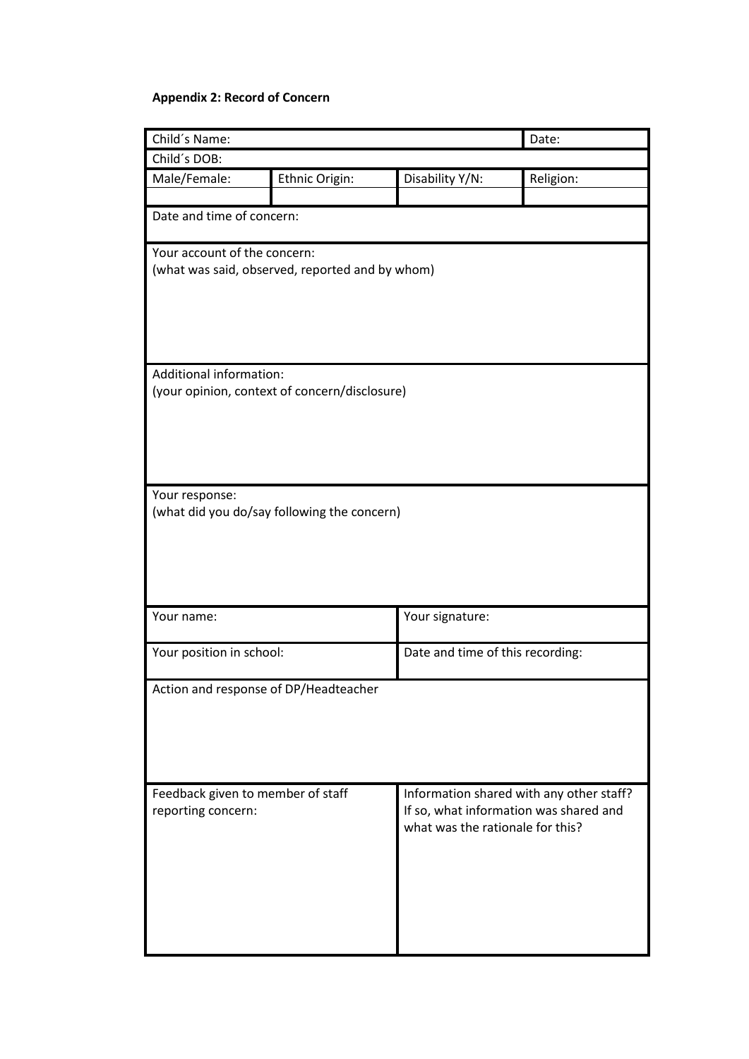**Appendix 2: Record of Concern**

| Child´s Name: | | | Date: |
|---|---|---|---|
| Child´s DOB: | | | |
| Male/Female: | Ethnic Origin: | Disability Y/N: | Religion: |
| | | | |
| Date and time of concern: | | | |
| Your account of the concern:<br>(what was said, observed, reported and by whom) | | | |
| Additional information:<br>(your opinion, context of concern/disclosure) | | | |
| Your response:<br>(what did you do/say following the concern) | | | |
| Your name: | | Your signature: | |
| Your position in school: | | Date and time of this recording: | |
| Action and response of DP/Headteacher | | | |
| Feedback given to member of staff reporting concern: | | Information shared with any other staff? If so, what information was shared and what was the rationale for this? | |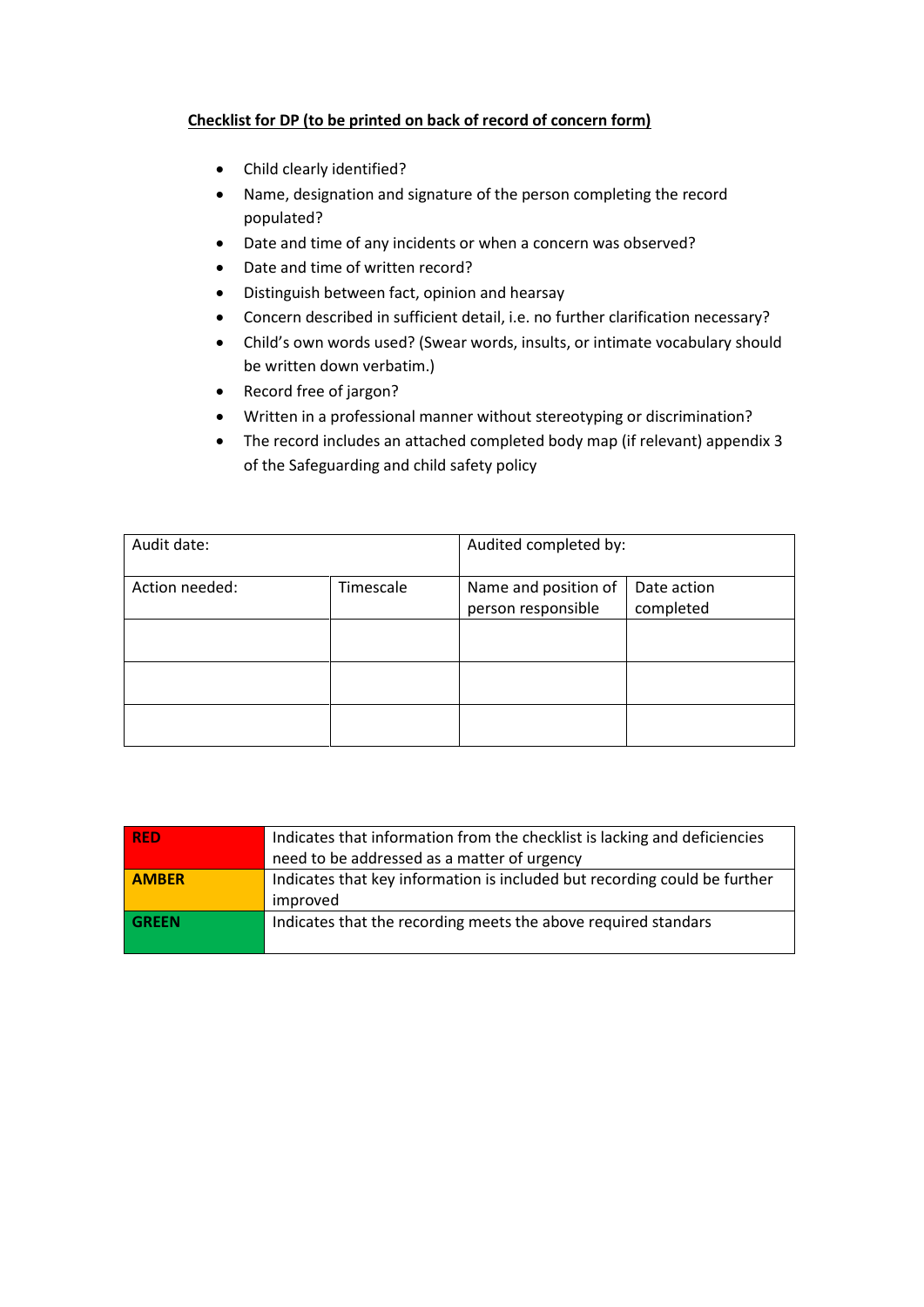**Checklist for DP (to be printed on back of record of concern form)**

- Child clearly identified?
- Name, designation and signature of the person completing the record populated?
- Date and time of any incidents or when a concern was observed?
- Date and time of written record?
- Distinguish between fact, opinion and hearsay
- Concern described in sufficient detail, i.e. no further clarification necessary?
- Child's own words used? (Swear words, insults, or intimate vocabulary should be written down verbatim.)
- Record free of jargon?
- Written in a professional manner without stereotyping or discrimination?
- The record includes an attached completed body map (if relevant) appendix 3 of the Safeguarding and child safety policy

| Audit date: | | Audited completed by: | |
|---|---|---|---|
| Action needed: | Timescale | Name and position of person responsible | Date action completed |
| | | | |
| | | | |
| | | | |

| | |
|---|---|
| **RED** | Indicates that information from the checklist is lacking and deficiencies need to be addressed as a matter of urgency |
| **AMBER** | Indicates that key information is included but recording could be further improved |
| **GREEN** | Indicates that the recording meets the above required standars |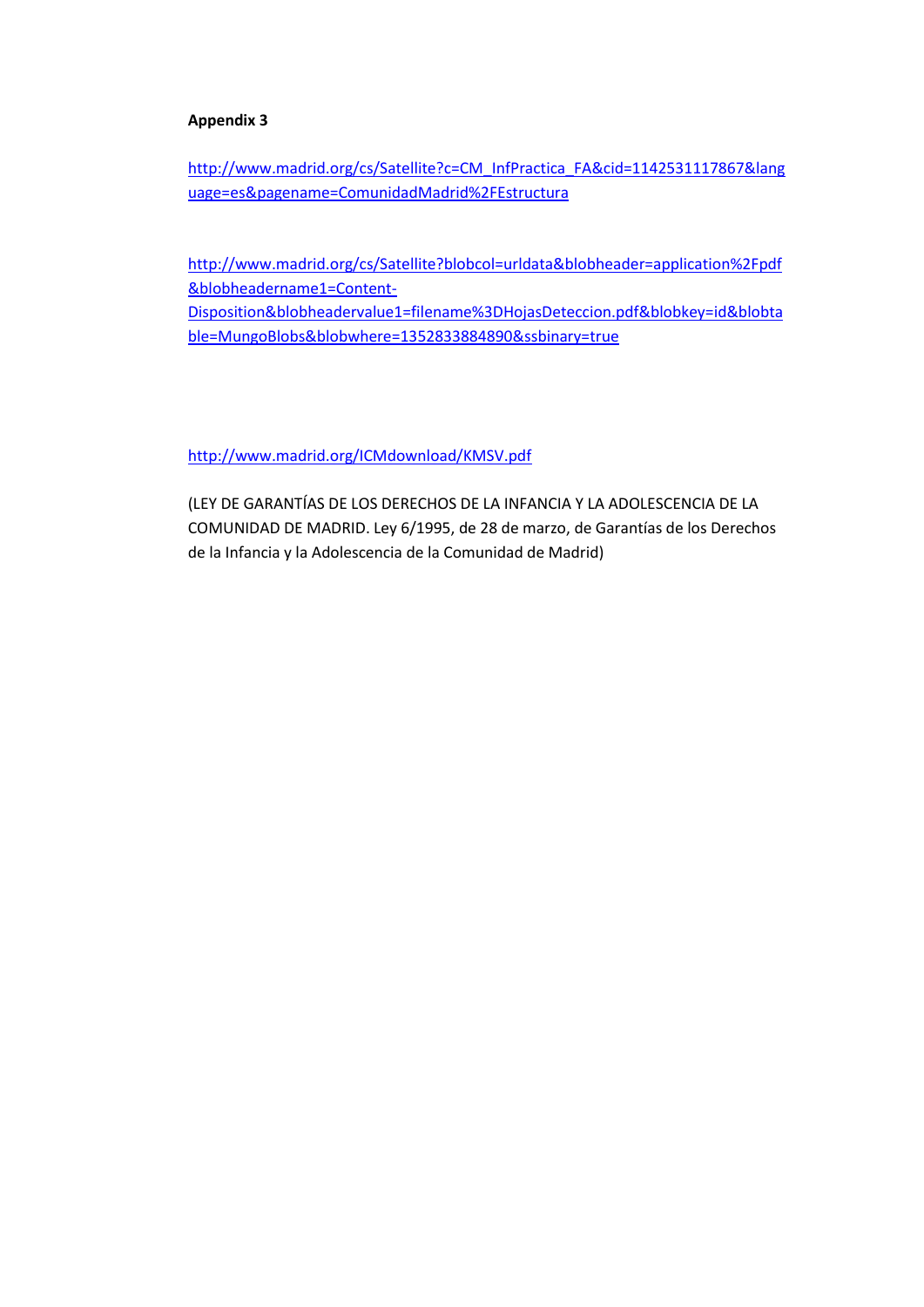**Appendix 3**

http://www.madrid.org/cs/Satellite?c=CM_InfPractica_FA&cid=1142531117867&language=es&pagename=ComunidadMadrid%2FEstructura

http://www.madrid.org/cs/Satellite?blobcol=urldata&blobheader=application%2Fpdf&blobheadername1=Content-Disposition&blobheadervalue1=filename%3DHojasDeteccion.pdf&blobkey=id&blobtable=MungoBlobs&blobwhere=1352833884890&ssbinary=true

http://www.madrid.org/ICMdownload/KMSV.pdf

(LEY DE GARANTÍAS DE LOS DERECHOS DE LA INFANCIA Y LA ADOLESCENCIA DE LA COMUNIDAD DE MADRID. Ley 6/1995, de 28 de marzo, de Garantías de los Derechos de la Infancia y la Adolescencia de la Comunidad de Madrid)